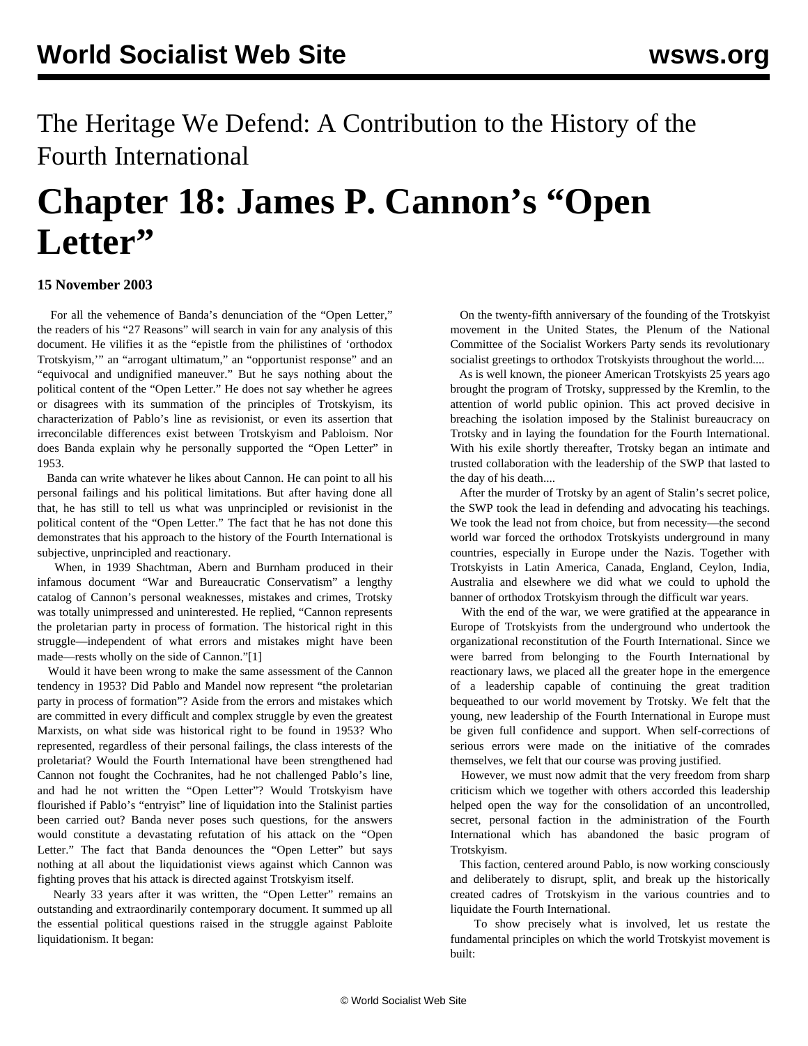# The Heritage We Defend: A Contribution to the History of the Fourth International

# Chapter 18: James P. Cannon's "Open Letter"

**15 November 2003**

For all the vehemence of Banda's denunciation of the "Open Letter," the readers of his "27 Reasons" will search in vain for any analysis of this document. He vilifies it as the "epistle from the philistines of 'orthodox Trotskyism,'" an "arrogant ultimatum," an "opportunist response" and an "equivocal and undignified maneuver." But he says nothing about the political content of the "Open Letter." He does not say whether he agrees or disagrees with its summation of the principles of Trotskyism, its characterization of Pablo's line as revisionist, or even its assertion that irreconcilable differences exist between Trotskyism and Pabloism. Nor does Banda explain why he personally supported the "Open Letter" in 1953.

Banda can write whatever he likes about Cannon. He can point to all his personal failings and his political limitations. But after having done all that, he has still to tell us what was unprincipled or revisionist in the political content of the "Open Letter." The fact that he has not done this demonstrates that his approach to the history of the Fourth International is subjective, unprincipled and reactionary.

When, in 1939 Shachtman, Abern and Burnham produced in their infamous document "War and Bureaucratic Conservatism" a lengthy catalog of Cannon's personal weaknesses, mistakes and crimes, Trotsky was totally unimpressed and uninterested. He replied, "Cannon represents the proletarian party in process of formation. The historical right in this struggle—independent of what errors and mistakes might have been made—rests wholly on the side of Cannon."[1]

Would it have been wrong to make the same assessment of the Cannon tendency in 1953? Did Pablo and Mandel now represent "the proletarian party in process of formation"? Aside from the errors and mistakes which are committed in every difficult and complex struggle by even the greatest Marxists, on what side was historical right to be found in 1953? Who represented, regardless of their personal failings, the class interests of the proletariat? Would the Fourth International have been strengthened had Cannon not fought the Cochranites, had he not challenged Pablo's line, and had he not written the "Open Letter"? Would Trotskyism have flourished if Pablo's "entryist" line of liquidation into the Stalinist parties been carried out? Banda never poses such questions, for the answers would constitute a devastating refutation of his attack on the "Open Letter." The fact that Banda denounces the "Open Letter" but says nothing at all about the liquidationist views against which Cannon was fighting proves that his attack is directed against Trotskyism itself.

Nearly 33 years after it was written, the "Open Letter" remains an outstanding and extraordinarily contemporary document. It summed up all the essential political questions raised in the struggle against Pabloite liquidationism. It began:

On the twenty-fifth anniversary of the founding of the Trotskyist movement in the United States, the Plenum of the National Committee of the Socialist Workers Party sends its revolutionary socialist greetings to orthodox Trotskyists throughout the world....

As is well known, the pioneer American Trotskyists 25 years ago brought the program of Trotsky, suppressed by the Kremlin, to the attention of world public opinion. This act proved decisive in breaching the isolation imposed by the Stalinist bureaucracy on Trotsky and in laying the foundation for the Fourth International. With his exile shortly thereafter, Trotsky began an intimate and trusted collaboration with the leadership of the SWP that lasted to the day of his death....

After the murder of Trotsky by an agent of Stalin's secret police, the SWP took the lead in defending and advocating his teachings. We took the lead not from choice, but from necessity—the second world war forced the orthodox Trotskyists underground in many countries, especially in Europe under the Nazis. Together with Trotskyists in Latin America, Canada, England, Ceylon, India, Australia and elsewhere we did what we could to uphold the banner of orthodox Trotskyism through the difficult war years.

With the end of the war, we were gratified at the appearance in Europe of Trotskyists from the underground who undertook the organizational reconstitution of the Fourth International. Since we were barred from belonging to the Fourth International by reactionary laws, we placed all the greater hope in the emergence of a leadership capable of continuing the great tradition bequeathed to our world movement by Trotsky. We felt that the young, new leadership of the Fourth International in Europe must be given full confidence and support. When self-corrections of serious errors were made on the initiative of the comrades themselves, we felt that our course was proving justified.

However, we must now admit that the very freedom from sharp criticism which we together with others accorded this leadership helped open the way for the consolidation of an uncontrolled, secret, personal faction in the administration of the Fourth International which has abandoned the basic program of Trotskyism.

This faction, centered around Pablo, is now working consciously and deliberately to disrupt, split, and break up the historically created cadres of Trotskyism in the various countries and to liquidate the Fourth International.

To show precisely what is involved, let us restate the fundamental principles on which the world Trotskyist movement is built: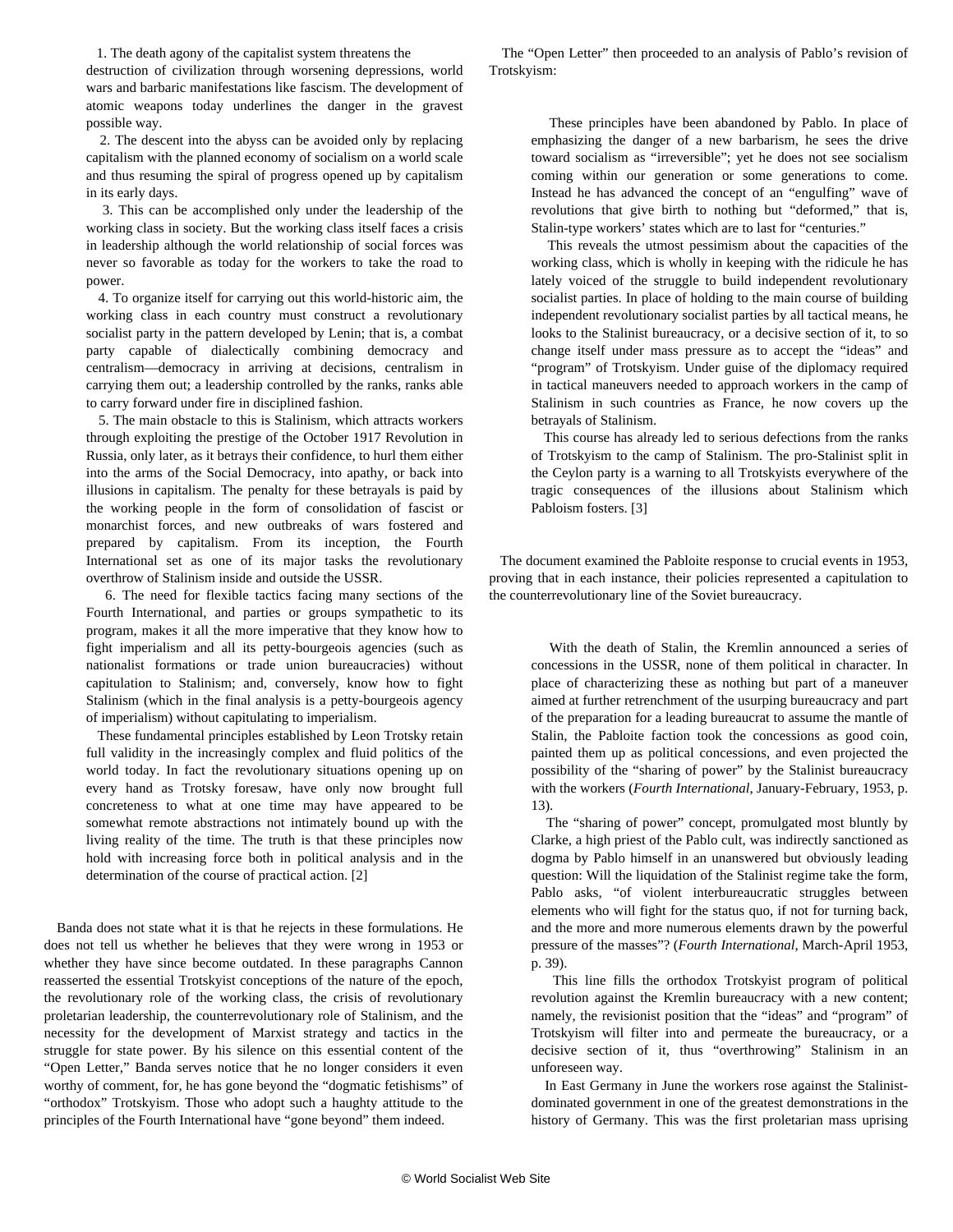1. The death agony of the capitalist system threatens the destruction of civilization through worsening depressions, world wars and barbaric manifestations like fascism. The development of atomic weapons today underlines the danger in the gravest possible way.

2. The descent into the abyss can be avoided only by replacing capitalism with the planned economy of socialism on a world scale and thus resuming the spiral of progress opened up by capitalism in its early days.

3. This can be accomplished only under the leadership of the working class in society. But the working class itself faces a crisis in leadership although the world relationship of social forces was never so favorable as today for the workers to take the road to power.

4. To organize itself for carrying out this world-historic aim, the working class in each country must construct a revolutionary socialist party in the pattern developed by Lenin; that is, a combat party capable of dialectically combining democracy and centralism—democracy in arriving at decisions, centralism in carrying them out; a leadership controlled by the ranks, ranks able to carry forward under fire in disciplined fashion.

5. The main obstacle to this is Stalinism, which attracts workers through exploiting the prestige of the October 1917 Revolution in Russia, only later, as it betrays their confidence, to hurl them either into the arms of the Social Democracy, into apathy, or back into illusions in capitalism. The penalty for these betrayals is paid by the working people in the form of consolidation of fascist or monarchist forces, and new outbreaks of wars fostered and prepared by capitalism. From its inception, the Fourth International set as one of its major tasks the revolutionary overthrow of Stalinism inside and outside the USSR.

6. The need for flexible tactics facing many sections of the Fourth International, and parties or groups sympathetic to its program, makes it all the more imperative that they know how to fight imperialism and all its petty-bourgeois agencies (such as nationalist formations or trade union bureaucracies) without capitulation to Stalinism; and, conversely, know how to fight Stalinism (which in the final analysis is a petty-bourgeois agency of imperialism) without capitulating to imperialism.

These fundamental principles established by Leon Trotsky retain full validity in the increasingly complex and fluid politics of the world today. In fact the revolutionary situations opening up on every hand as Trotsky foresaw, have only now brought full concreteness to what at one time may have appeared to be somewhat remote abstractions not intimately bound up with the living reality of the time. The truth is that these principles now hold with increasing force both in political analysis and in the determination of the course of practical action. [2]

Banda does not state what it is that he rejects in these formulations. He does not tell us whether he believes that they were wrong in 1953 or whether they have since become outdated. In these paragraphs Cannon reasserted the essential Trotskyist conceptions of the nature of the epoch, the revolutionary role of the working class, the crisis of revolutionary proletarian leadership, the counterrevolutionary role of Stalinism, and the necessity for the development of Marxist strategy and tactics in the struggle for state power. By his silence on this essential content of the "Open Letter," Banda serves notice that he no longer considers it even worthy of comment, for, he has gone beyond the "dogmatic fetishisms" of "orthodox" Trotskyism. Those who adopt such a haughty attitude to the principles of the Fourth International have "gone beyond" them indeed.

The "Open Letter" then proceeded to an analysis of Pablo's revision of Trotskyism:

> These principles have been abandoned by Pablo. In place of emphasizing the danger of a new barbarism, he sees the drive toward socialism as "irreversible"; yet he does not see socialism coming within our generation or some generations to come. Instead he has advanced the concept of an "engulfing" wave of revolutions that give birth to nothing but "deformed," that is, Stalin-type workers' states which are to last for "centuries."
>
> This reveals the utmost pessimism about the capacities of the working class, which is wholly in keeping with the ridicule he has lately voiced of the struggle to build independent revolutionary socialist parties. In place of holding to the main course of building independent revolutionary socialist parties by all tactical means, he looks to the Stalinist bureaucracy, or a decisive section of it, to so change itself under mass pressure as to accept the "ideas" and "program" of Trotskyism. Under guise of the diplomacy required in tactical maneuvers needed to approach workers in the camp of Stalinism in such countries as France, he now covers up the betrayals of Stalinism.
>
> This course has already led to serious defections from the ranks of Trotskyism to the camp of Stalinism. The pro-Stalinist split in the Ceylon party is a warning to all Trotskyists everywhere of the tragic consequences of the illusions about Stalinism which Pabloism fosters. [3]

The document examined the Pabloite response to crucial events in 1953, proving that in each instance, their policies represented a capitulation to the counterrevolutionary line of the Soviet bureaucracy.

> With the death of Stalin, the Kremlin announced a series of concessions in the USSR, none of them political in character. In place of characterizing these as nothing but part of a maneuver aimed at further retrenchment of the usurping bureaucracy and part of the preparation for a leading bureaucrat to assume the mantle of Stalin, the Pabloite faction took the concessions as good coin, painted them up as political concessions, and even projected the possibility of the "sharing of power" by the Stalinist bureaucracy with the workers (*Fourth International*, January-February, 1953, p. 13).
>
> The "sharing of power" concept, promulgated most bluntly by Clarke, a high priest of the Pablo cult, was indirectly sanctioned as dogma by Pablo himself in an unanswered but obviously leading question: Will the liquidation of the Stalinist regime take the form, Pablo asks, "of violent interbureaucratic struggles between elements who will fight for the status quo, if not for turning back, and the more and more numerous elements drawn by the powerful pressure of the masses"? (*Fourth International*, March-April 1953, p. 39).
>
> This line fills the orthodox Trotskyist program of political revolution against the Kremlin bureaucracy with a new content; namely, the revisionist position that the "ideas" and "program" of Trotskyism will filter into and permeate the bureaucracy, or a decisive section of it, thus "overthrowing" Stalinism in an unforeseen way.
>
> In East Germany in June the workers rose against the Stalinist-dominated government in one of the greatest demonstrations in the history of Germany. This was the first proletarian mass uprising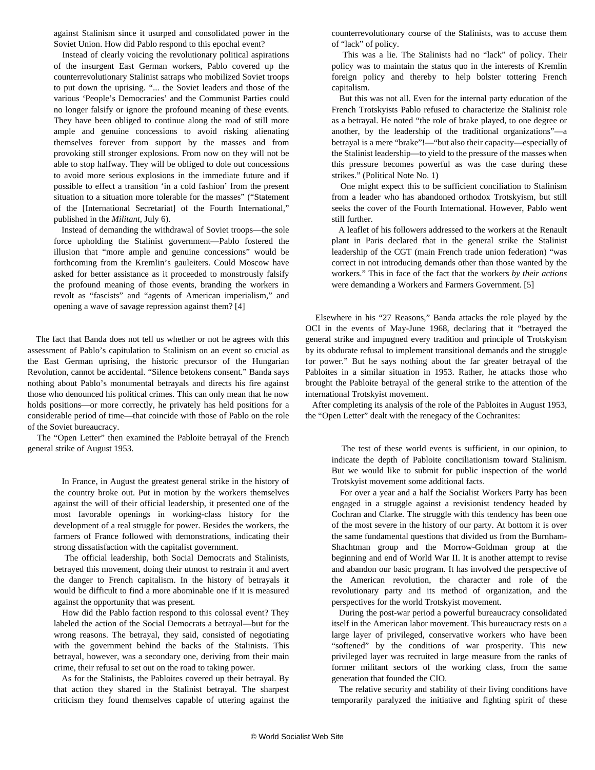against Stalinism since it usurped and consolidated power in the Soviet Union. How did Pablo respond to this epochal event?

> Instead of clearly voicing the revolutionary political aspirations of the insurgent East German workers, Pablo covered up the counterrevolutionary Stalinist satraps who mobilized Soviet troops to put down the uprising. "... the Soviet leaders and those of the various 'People's Democracies' and the Communist Parties could no longer falsify or ignore the profound meaning of these events. They have been obliged to continue along the road of still more ample and genuine concessions to avoid risking alienating themselves forever from support by the masses and from provoking still stronger explosions. From now on they will not be able to stop halfway. They will be obliged to dole out concessions to avoid more serious explosions in the immediate future and if possible to effect a transition 'in a cold fashion' from the present situation to a situation more tolerable for the masses" ("Statement of the [International Secretariat] of the Fourth International," published in the *Militant*, July 6).
>
> Instead of demanding the withdrawal of Soviet troops—the sole force upholding the Stalinist government—Pablo fostered the illusion that "more ample and genuine concessions" would be forthcoming from the Kremlin's gauleiters. Could Moscow have asked for better assistance as it proceeded to monstrously falsify the profound meaning of those events, branding the workers in revolt as "fascists" and "agents of American imperialism," and opening a wave of savage repression against them? [4]

The fact that Banda does not tell us whether or not he agrees with this assessment of Pablo's capitulation to Stalinism on an event so crucial as the East German uprising, the historic precursor of the Hungarian Revolution, cannot be accidental. "Silence betokens consent." Banda says nothing about Pablo's monumental betrayals and directs his fire against those who denounced his political crimes. This can only mean that he now holds positions—or more correctly, he privately has held positions for a considerable period of time—that coincide with those of Pablo on the role of the Soviet bureaucracy.

The "Open Letter" then examined the Pabloite betrayal of the French general strike of August 1953.

> In France, in August the greatest general strike in the history of the country broke out. Put in motion by the workers themselves against the will of their official leadership, it presented one of the most favorable openings in working-class history for the development of a real struggle for power. Besides the workers, the farmers of France followed with demonstrations, indicating their strong dissatisfaction with the capitalist government.
>
> The official leadership, both Social Democrats and Stalinists, betrayed this movement, doing their utmost to restrain it and avert the danger to French capitalism. In the history of betrayals it would be difficult to find a more abominable one if it is measured against the opportunity that was present.
>
> How did the Pablo faction respond to this colossal event? They labeled the action of the Social Democrats a betrayal—but for the wrong reasons. The betrayal, they said, consisted of negotiating with the government behind the backs of the Stalinists. This betrayal, however, was a secondary one, deriving from their main crime, their refusal to set out on the road to taking power.
>
> As for the Stalinists, the Pabloites covered up their betrayal. By that action they shared in the Stalinist betrayal. The sharpest criticism they found themselves capable of uttering against the counterrevolutionary course of the Stalinists, was to accuse them of "lack" of policy.
>
> This was a lie. The Stalinists had no "lack" of policy. Their policy was to maintain the status quo in the interests of Kremlin foreign policy and thereby to help bolster tottering French capitalism.
>
> But this was not all. Even for the internal party education of the French Trotskyists Pablo refused to characterize the Stalinist role as a betrayal. He noted "the role of brake played, to one degree or another, by the leadership of the traditional organizations"—a betrayal is a mere "brake"!—"but also their capacity—especially of the Stalinist leadership—to yield to the pressure of the masses when this pressure becomes powerful as was the case during these strikes." (Political Note No. 1)
>
> One might expect this to be sufficient conciliation to Stalinism from a leader who has abandoned orthodox Trotskyism, but still seeks the cover of the Fourth International. However, Pablo went still further.
>
> A leaflet of his followers addressed to the workers at the Renault plant in Paris declared that in the general strike the Stalinist leadership of the CGT (main French trade union federation) "was correct in not introducing demands other than those wanted by the workers." This in face of the fact that the workers *by their actions* were demanding a Workers and Farmers Government. [5]

Elsewhere in his "27 Reasons," Banda attacks the role played by the OCI in the events of May-June 1968, declaring that it "betrayed the general strike and impugned every tradition and principle of Trotskyism by its obdurate refusal to implement transitional demands and the struggle for power." But he says nothing about the far greater betrayal of the Pabloites in a similar situation in 1953. Rather, he attacks those who brought the Pabloite betrayal of the general strike to the attention of the international Trotskyist movement.

After completing its analysis of the role of the Pabloites in August 1953, the "Open Letter" dealt with the renegacy of the Cochranites:

> The test of these world events is sufficient, in our opinion, to indicate the depth of Pabloite conciliationism toward Stalinism. But we would like to submit for public inspection of the world Trotskyist movement some additional facts.
>
> For over a year and a half the Socialist Workers Party has been engaged in a struggle against a revisionist tendency headed by Cochran and Clarke. The struggle with this tendency has been one of the most severe in the history of our party. At bottom it is over the same fundamental questions that divided us from the Burnham-Shachtman group and the Morrow-Goldman group at the beginning and end of World War II. It is another attempt to revise and abandon our basic program. It has involved the perspective of the American revolution, the character and role of the revolutionary party and its method of organization, and the perspectives for the world Trotskyist movement.
>
> During the post-war period a powerful bureaucracy consolidated itself in the American labor movement. This bureaucracy rests on a large layer of privileged, conservative workers who have been "softened" by the conditions of war prosperity. This new privileged layer was recruited in large measure from the ranks of former militant sectors of the working class, from the same generation that founded the CIO.
>
> The relative security and stability of their living conditions have temporarily paralyzed the initiative and fighting spirit of these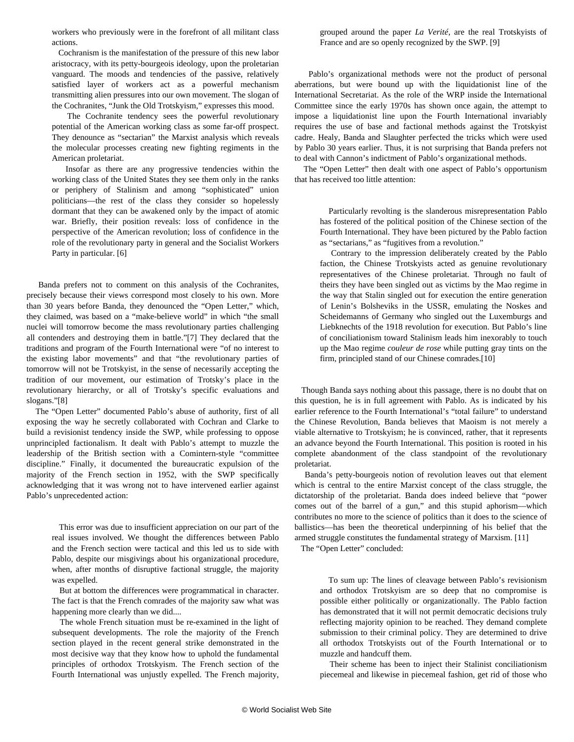workers who previously were in the forefront of all militant class actions.

> Cochranism is the manifestation of the pressure of this new labor aristocracy, with its petty-bourgeois ideology, upon the proletarian vanguard. The moods and tendencies of the passive, relatively satisfied layer of workers act as a powerful mechanism transmitting alien pressures into our own movement. The slogan of the Cochranites, "Junk the Old Trotskyism," expresses this mood.
>
> The Cochranite tendency sees the powerful revolutionary potential of the American working class as some far-off prospect. They denounce as "sectarian" the Marxist analysis which reveals the molecular processes creating new fighting regiments in the American proletariat.
>
> Insofar as there are any progressive tendencies within the working class of the United States they see them only in the ranks or periphery of Stalinism and among "sophisticated" union politicians—the rest of the class they consider so hopelessly dormant that they can be awakened only by the impact of atomic war. Briefly, their position reveals: loss of confidence in the perspective of the American revolution; loss of confidence in the role of the revolutionary party in general and the Socialist Workers Party in particular. [6]

Banda prefers not to comment on this analysis of the Cochranites, precisely because their views correspond most closely to his own. More than 30 years before Banda, they denounced the "Open Letter," which, they claimed, was based on a "make-believe world" in which "the small nuclei will tomorrow become the mass revolutionary parties challenging all contenders and destroying them in battle."[7] They declared that the traditions and program of the Fourth International were "of no interest to the existing labor movements" and that "the revolutionary parties of tomorrow will not be Trotskyist, in the sense of necessarily accepting the tradition of our movement, our estimation of Trotsky's place in the revolutionary hierarchy, or all of Trotsky's specific evaluations and slogans."[8]

The "Open Letter" documented Pablo's abuse of authority, first of all exposing the way he secretly collaborated with Cochran and Clarke to build a revisionist tendency inside the SWP, while professing to oppose unprincipled factionalism. It dealt with Pablo's attempt to muzzle the leadership of the British section with a Comintern-style "committee discipline." Finally, it documented the bureaucratic expulsion of the majority of the French section in 1952, with the SWP specifically acknowledging that it was wrong not to have intervened earlier against Pablo's unprecedented action:

> This error was due to insufficient appreciation on our part of the real issues involved. We thought the differences between Pablo and the French section were tactical and this led us to side with Pablo, despite our misgivings about his organizational procedure, when, after months of disruptive factional struggle, the majority was expelled.
>
> But at bottom the differences were programmatical in character. The fact is that the French comrades of the majority saw what was happening more clearly than we did....
>
> The whole French situation must be re-examined in the light of subsequent developments. The role the majority of the French section played in the recent general strike demonstrated in the most decisive way that they know how to uphold the fundamental principles of orthodox Trotskyism. The French section of the Fourth International was unjustly expelled. The French majority, grouped around the paper *La Verité*, are the real Trotskyists of France and are so openly recognized by the SWP. [9]

Pablo's organizational methods were not the product of personal aberrations, but were bound up with the liquidationist line of the International Secretariat. As the role of the WRP inside the International Committee since the early 1970s has shown once again, the attempt to impose a liquidationist line upon the Fourth International invariably requires the use of base and factional methods against the Trotskyist cadre. Healy, Banda and Slaughter perfected the tricks which were used by Pablo 30 years earlier. Thus, it is not surprising that Banda prefers not to deal with Cannon's indictment of Pablo's organizational methods.

The "Open Letter" then dealt with one aspect of Pablo's opportunism that has received too little attention:

> Particularly revolting is the slanderous misrepresentation Pablo has fostered of the political position of the Chinese section of the Fourth International. They have been pictured by the Pablo faction as "sectarians," as "fugitives from a revolution."
>
> Contrary to the impression deliberately created by the Pablo faction, the Chinese Trotskyists acted as genuine revolutionary representatives of the Chinese proletariat. Through no fault of theirs they have been singled out as victims by the Mao regime in the way that Stalin singled out for execution the entire generation of Lenin's Bolsheviks in the USSR, emulating the Noskes and Scheidemanns of Germany who singled out the Luxemburgs and Liebknechts of the 1918 revolution for execution. But Pablo's line of conciliationism toward Stalinism leads him inexorably to touch up the Mao regime *couleur de rose* while putting gray tints on the firm, principled stand of our Chinese comrades.[10]

Though Banda says nothing about this passage, there is no doubt that on this question, he is in full agreement with Pablo. As is indicated by his earlier reference to the Fourth International's "total failure" to understand the Chinese Revolution, Banda believes that Maoism is not merely a viable alternative to Trotskyism; he is convinced, rather, that it represents an advance beyond the Fourth International. This position is rooted in his complete abandonment of the class standpoint of the revolutionary proletariat.

Banda's petty-bourgeois notion of revolution leaves out that element which is central to the entire Marxist concept of the class struggle, the dictatorship of the proletariat. Banda does indeed believe that "power comes out of the barrel of a gun," and this stupid aphorism—which contributes no more to the science of politics than it does to the science of ballistics—has been the theoretical underpinning of his belief that the armed struggle constitutes the fundamental strategy of Marxism. [11]

The "Open Letter" concluded:

> To sum up: The lines of cleavage between Pablo's revisionism and orthodox Trotskyism are so deep that no compromise is possible either politically or organizationally. The Pablo faction has demonstrated that it will not permit democratic decisions truly reflecting majority opinion to be reached. They demand complete submission to their criminal policy. They are determined to drive all orthodox Trotskyists out of the Fourth International or to muzzle and handcuff them.
>
> Their scheme has been to inject their Stalinist conciliationism piecemeal and likewise in piecemeal fashion, get rid of those who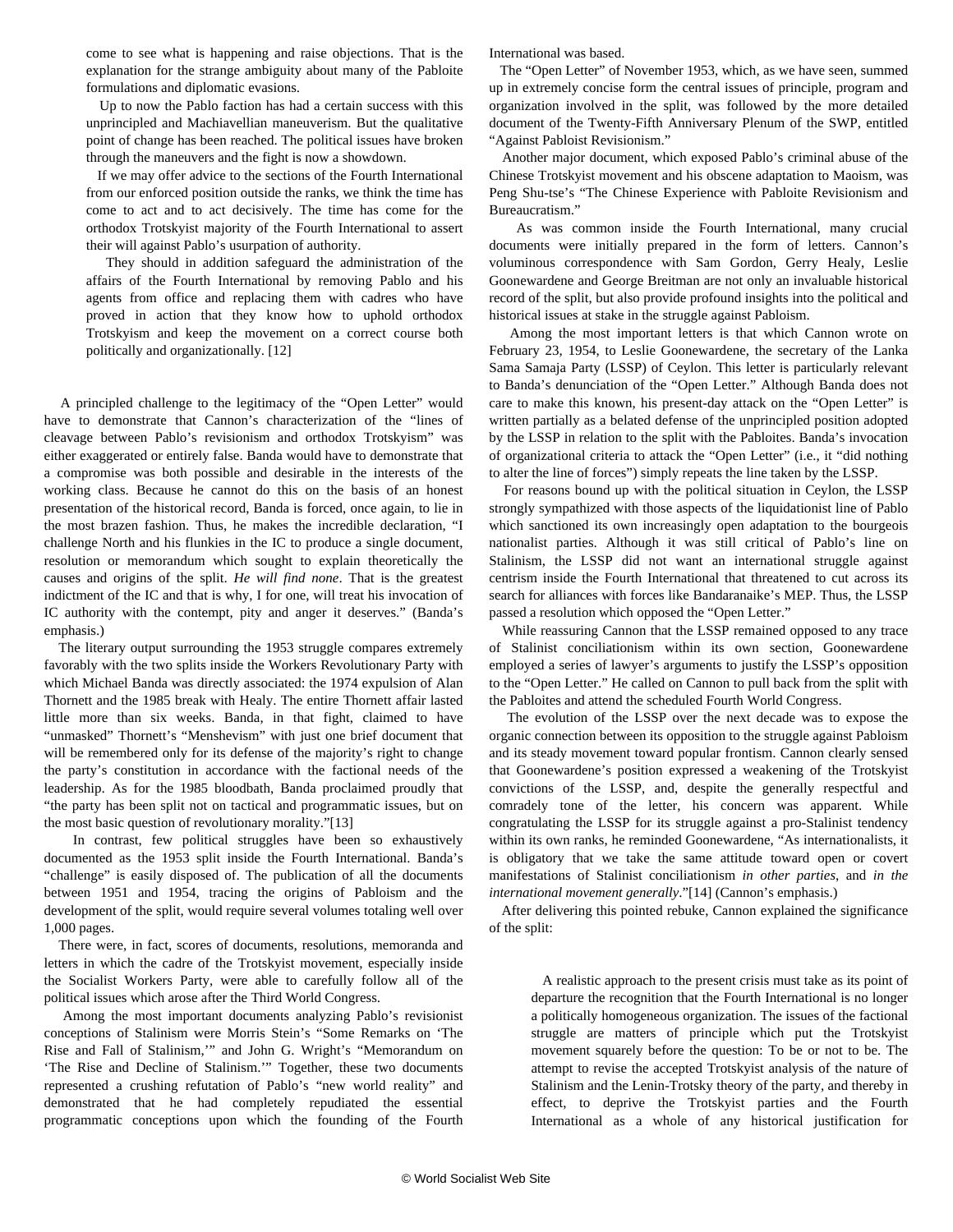come to see what is happening and raise objections. That is the explanation for the strange ambiguity about many of the Pabloite formulations and diplomatic evasions.

> Up to now the Pablo faction has had a certain success with this unprincipled and Machiavellian maneuverism. But the qualitative point of change has been reached. The political issues have broken through the maneuvers and the fight is now a showdown.
>
> If we may offer advice to the sections of the Fourth International from our enforced position outside the ranks, we think the time has come to act and to act decisively. The time has come for the orthodox Trotskyist majority of the Fourth International to assert their will against Pablo's usurpation of authority.
>
> They should in addition safeguard the administration of the affairs of the Fourth International by removing Pablo and his agents from office and replacing them with cadres who have proved in action that they know how to uphold orthodox Trotskyism and keep the movement on a correct course both politically and organizationally. [12]

A principled challenge to the legitimacy of the "Open Letter" would have to demonstrate that Cannon's characterization of the "lines of cleavage between Pablo's revisionism and orthodox Trotskyism" was either exaggerated or entirely false. Banda would have to demonstrate that a compromise was both possible and desirable in the interests of the working class. Because he cannot do this on the basis of an honest presentation of the historical record, Banda is forced, once again, to lie in the most brazen fashion. Thus, he makes the incredible declaration, "I challenge North and his flunkies in the IC to produce a single document, resolution or memorandum which sought to explain theoretically the causes and origins of the split. *He will find none*. That is the greatest indictment of the IC and that is why, I for one, will treat his invocation of IC authority with the contempt, pity and anger it deserves." (Banda's emphasis.)

The literary output surrounding the 1953 struggle compares extremely favorably with the two splits inside the Workers Revolutionary Party with which Michael Banda was directly associated: the 1974 expulsion of Alan Thornett and the 1985 break with Healy. The entire Thornett affair lasted little more than six weeks. Banda, in that fight, claimed to have "unmasked" Thornett's "Menshevism" with just one brief document that will be remembered only for its defense of the majority's right to change the party's constitution in accordance with the factional needs of the leadership. As for the 1985 bloodbath, Banda proclaimed proudly that "the party has been split not on tactical and programmatic issues, but on the most basic question of revolutionary morality."[13]

In contrast, few political struggles have been so exhaustively documented as the 1953 split inside the Fourth International. Banda's "challenge" is easily disposed of. The publication of all the documents between 1951 and 1954, tracing the origins of Pabloism and the development of the split, would require several volumes totaling well over 1,000 pages.

There were, in fact, scores of documents, resolutions, memoranda and letters in which the cadre of the Trotskyist movement, especially inside the Socialist Workers Party, were able to carefully follow all of the political issues which arose after the Third World Congress.

Among the most important documents analyzing Pablo's revisionist conceptions of Stalinism were Morris Stein's "Some Remarks on 'The Rise and Fall of Stalinism,'" and John G. Wright's "Memorandum on 'The Rise and Decline of Stalinism.'" Together, these two documents represented a crushing refutation of Pablo's "new world reality" and demonstrated that he had completely repudiated the essential programmatic conceptions upon which the founding of the Fourth International was based.

The "Open Letter" of November 1953, which, as we have seen, summed up in extremely concise form the central issues of principle, program and organization involved in the split, was followed by the more detailed document of the Twenty-Fifth Anniversary Plenum of the SWP, entitled "Against Pabloist Revisionism."

Another major document, which exposed Pablo's criminal abuse of the Chinese Trotskyist movement and his obscene adaptation to Maoism, was Peng Shu-tse's "The Chinese Experience with Pabloite Revisionism and Bureaucratism."

As was common inside the Fourth International, many crucial documents were initially prepared in the form of letters. Cannon's voluminous correspondence with Sam Gordon, Gerry Healy, Leslie Goonewardene and George Breitman are not only an invaluable historical record of the split, but also provide profound insights into the political and historical issues at stake in the struggle against Pabloism.

Among the most important letters is that which Cannon wrote on February 23, 1954, to Leslie Goonewardene, the secretary of the Lanka Sama Samaja Party (LSSP) of Ceylon. This letter is particularly relevant to Banda's denunciation of the "Open Letter." Although Banda does not care to make this known, his present-day attack on the "Open Letter" is written partially as a belated defense of the unprincipled position adopted by the LSSP in relation to the split with the Pabloites. Banda's invocation of organizational criteria to attack the "Open Letter" (i.e., it "did nothing to alter the line of forces") simply repeats the line taken by the LSSP.

For reasons bound up with the political situation in Ceylon, the LSSP strongly sympathized with those aspects of the liquidationist line of Pablo which sanctioned its own increasingly open adaptation to the bourgeois nationalist parties. Although it was still critical of Pablo's line on Stalinism, the LSSP did not want an international struggle against centrism inside the Fourth International that threatened to cut across its search for alliances with forces like Bandaranaike's MEP. Thus, the LSSP passed a resolution which opposed the "Open Letter."

While reassuring Cannon that the LSSP remained opposed to any trace of Stalinist conciliationism within its own section, Goonewardene employed a series of lawyer's arguments to justify the LSSP's opposition to the "Open Letter." He called on Cannon to pull back from the split with the Pabloites and attend the scheduled Fourth World Congress.

The evolution of the LSSP over the next decade was to expose the organic connection between its opposition to the struggle against Pabloism and its steady movement toward popular frontism. Cannon clearly sensed that Goonewardene's position expressed a weakening of the Trotskyist convictions of the LSSP, and, despite the generally respectful and comradely tone of the letter, his concern was apparent. While congratulating the LSSP for its struggle against a pro-Stalinist tendency within its own ranks, he reminded Goonewardene, "As internationalists, it is obligatory that we take the same attitude toward open or covert manifestations of Stalinist conciliationism *in other parties*, and *in the international movement generally*."[14] (Cannon's emphasis.)

After delivering this pointed rebuke, Cannon explained the significance of the split:

> A realistic approach to the present crisis must take as its point of departure the recognition that the Fourth International is no longer a politically homogeneous organization. The issues of the factional struggle are matters of principle which put the Trotskyist movement squarely before the question: To be or not to be. The attempt to revise the accepted Trotskyist analysis of the nature of Stalinism and the Lenin-Trotsky theory of the party, and thereby in effect, to deprive the Trotskyist parties and the Fourth International as a whole of any historical justification for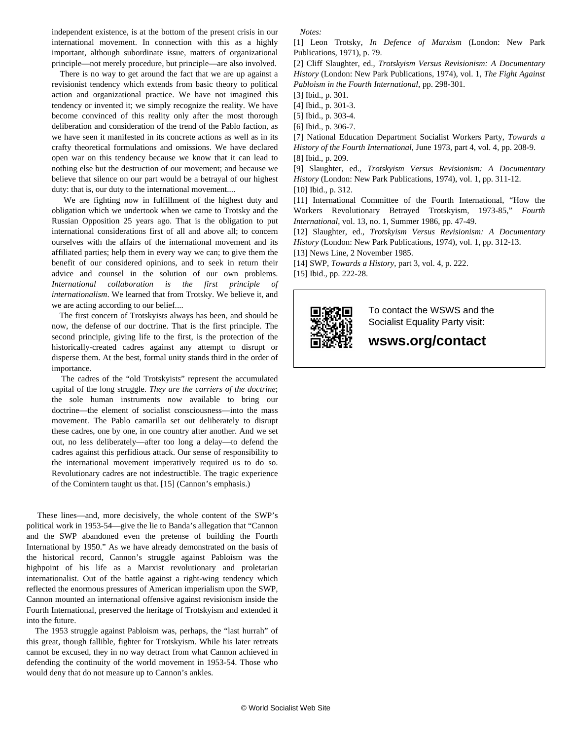> independent existence, is at the bottom of the present crisis in our international movement. In connection with this as a highly important, although subordinate issue, matters of organizational principle—not merely procedure, but principle—are also involved.
>
> There is no way to get around the fact that we are up against a revisionist tendency which extends from basic theory to political action and organizational practice. We have not imagined this tendency or invented it; we simply recognize the reality. We have become convinced of this reality only after the most thorough deliberation and consideration of the trend of the Pablo faction, as we have seen it manifested in its concrete actions as well as in its crafty theoretical formulations and omissions. We have declared open war on this tendency because we know that it can lead to nothing else but the destruction of our movement; and because we believe that silence on our part would be a betrayal of our highest duty: that is, our duty to the international movement....
>
> We are fighting now in fulfillment of the highest duty and obligation which we undertook when we came to Trotsky and the Russian Opposition 25 years ago. That is the obligation to put international considerations first of all and above all; to concern ourselves with the affairs of the international movement and its affiliated parties; help them in every way we can; to give them the benefit of our considered opinions, and to seek in return their advice and counsel in the solution of our own problems. *International collaboration is the first principle of internationalism*. We learned that from Trotsky. We believe it, and we are acting according to our belief....
>
> The first concern of Trotskyists always has been, and should be now, the defense of our doctrine. That is the first principle. The second principle, giving life to the first, is the protection of the historically-created cadres against any attempt to disrupt or disperse them. At the best, formal unity stands third in the order of importance.
>
> The cadres of the "old Trotskyists" represent the accumulated capital of the long struggle. *They are the carriers of the doctrine*; the sole human instruments now available to bring our doctrine—the element of socialist consciousness—into the mass movement. The Pablo camarilla set out deliberately to disrupt these cadres, one by one, in one country after another. And we set out, no less deliberately—after too long a delay—to defend the cadres against this perfidious attack. Our sense of responsibility to the international movement imperatively required us to do so. Revolutionary cadres are not indestructible. The tragic experience of the Comintern taught us that. [15] (Cannon's emphasis.)

These lines—and, more decisively, the whole content of the SWP's political work in 1953-54—give the lie to Banda's allegation that "Cannon and the SWP abandoned even the pretense of building the Fourth International by 1950." As we have already demonstrated on the basis of the historical record, Cannon's struggle against Pabloism was the highpoint of his life as a Marxist revolutionary and proletarian internationalist. Out of the battle against a right-wing tendency which reflected the enormous pressures of American imperialism upon the SWP, Cannon mounted an international offensive against revisionism inside the Fourth International, preserved the heritage of Trotskyism and extended it into the future.

The 1953 struggle against Pabloism was, perhaps, the "last hurrah" of this great, though fallible, fighter for Trotskyism. While his later retreats cannot be excused, they in no way detract from what Cannon achieved in defending the continuity of the world movement in 1953-54. Those who would deny that do not measure up to Cannon's ankles.

*Notes:*

[1] Leon Trotsky, *In Defence of Marxism* (London: New Park Publications, 1971), p. 79.

[2] Cliff Slaughter, ed., *Trotskyism Versus Revisionism: A Documentary History* (London: New Park Publications, 1974), vol. 1, *The Fight Against Pabloism in the Fourth International*, pp. 298-301.

[3] Ibid., p. 301.

[4] Ibid., p. 301-3.

[5] Ibid., p. 303-4.

[6] Ibid., p. 306-7.

[7] National Education Department Socialist Workers Party, *Towards a History of the Fourth International*, June 1973, part 4, vol. 4, pp. 208-9.

[8] Ibid., p. 209.

[9] Slaughter, ed., *Trotskyism Versus Revisionism: A Documentary History* (London: New Park Publications, 1974), vol. 1, pp. 311-12.

[10] Ibid., p. 312.

[11] International Committee of the Fourth International, "How the Workers Revolutionary Betrayed Trotskyism, 1973-85," *Fourth International*, vol. 13, no. 1, Summer 1986, pp. 47-49.

[12] Slaughter, ed., *Trotskyism Versus Revisionism: A Documentary History* (London: New Park Publications, 1974), vol. 1, pp. 312-13.

[13] News Line, 2 November 1985.

[14] SWP, *Towards a History*, part 3, vol. 4, p. 222.

[15] Ibid., pp. 222-28.

To contact the WSWS and the Socialist Equality Party visit:

**wsws.org/contact**